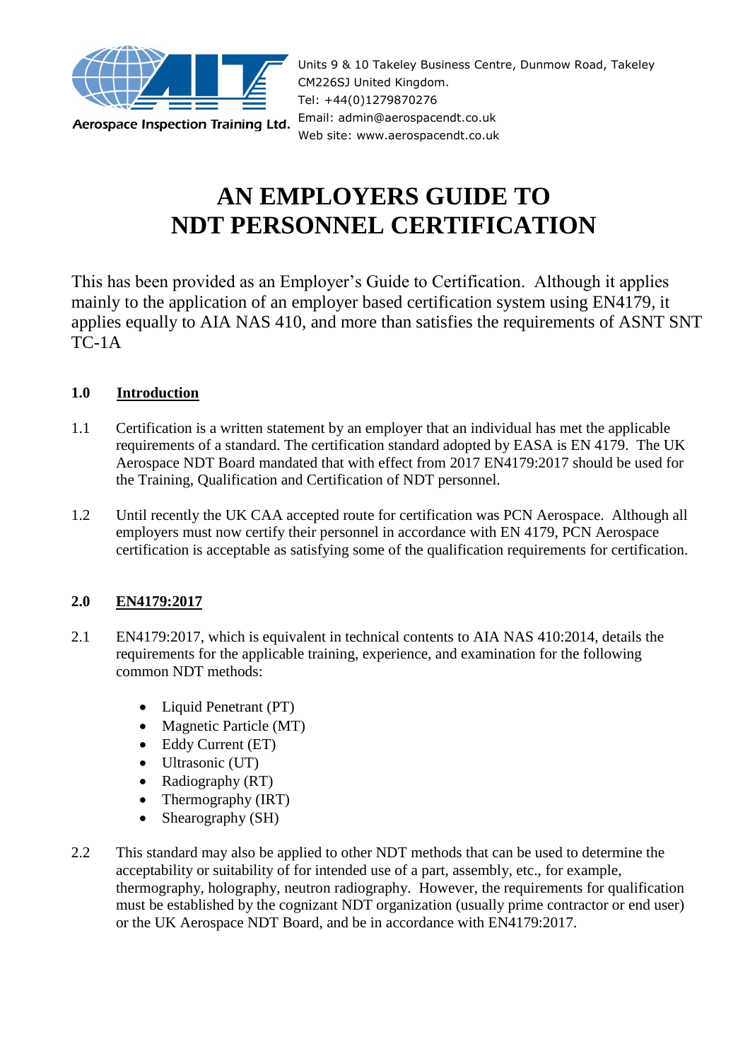Aerospace Inspection Training Ltd.

Units 9 & 10 Takeley Business Centre, Dunmow Road, Takeley CM226SJ United Kingdom.
Tel: +44(0)1279870276
Email: admin@aerospacendt.co.uk
Web site: www.aerospacendt.co.uk

# AN EMPLOYERS GUIDE TO NDT PERSONNEL CERTIFICATION

This has been provided as an Employer's Guide to Certification. Although it applies mainly to the application of an employer based certification system using EN4179, it applies equally to AIA NAS 410, and more than satisfies the requirements of ASNT SNT TC-1A

## 1.0 Introduction

1.1 Certification is a written statement by an employer that an individual has met the applicable requirements of a standard. The certification standard adopted by EASA is EN 4179. The UK Aerospace NDT Board mandated that with effect from 2017 EN4179:2017 should be used for the Training, Qualification and Certification of NDT personnel.

1.2 Until recently the UK CAA accepted route for certification was PCN Aerospace. Although all employers must now certify their personnel in accordance with EN 4179, PCN Aerospace certification is acceptable as satisfying some of the qualification requirements for certification.

## 2.0 EN4179:2017

2.1 EN4179:2017, which is equivalent in technical contents to AIA NAS 410:2014, details the requirements for the applicable training, experience, and examination for the following common NDT methods:

- Liquid Penetrant (PT)
- Magnetic Particle (MT)
- Eddy Current (ET)
- Ultrasonic (UT)
- Radiography (RT)
- Thermography (IRT)
- Shearography (SH)

2.2 This standard may also be applied to other NDT methods that can be used to determine the acceptability or suitability of for intended use of a part, assembly, etc., for example, thermography, holography, neutron radiography. However, the requirements for qualification must be established by the cognizant NDT organization (usually prime contractor or end user) or the UK Aerospace NDT Board, and be in accordance with EN4179:2017.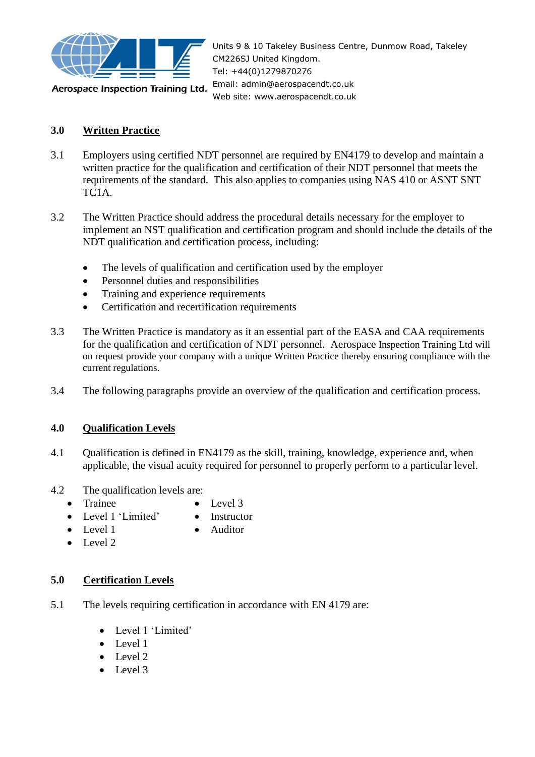## 3.0 Written Practice

3.1 Employers using certified NDT personnel are required by EN4179 to develop and maintain a written practice for the qualification and certification of their NDT personnel that meets the requirements of the standard. This also applies to companies using NAS 410 or ASNT SNT TC1A.

3.2 The Written Practice should address the procedural details necessary for the employer to implement an NST qualification and certification program and should include the details of the NDT qualification and certification process, including:

- The levels of qualification and certification used by the employer
- Personnel duties and responsibilities
- Training and experience requirements
- Certification and recertification requirements

3.3 The Written Practice is mandatory as it an essential part of the EASA and CAA requirements for the qualification and certification of NDT personnel. Aerospace Inspection Training Ltd will on request provide your company with a unique Written Practice thereby ensuring compliance with the current regulations.

3.4 The following paragraphs provide an overview of the qualification and certification process.

## 4.0 Qualification Levels

4.1 Qualification is defined in EN4179 as the skill, training, knowledge, experience and, when applicable, the visual acuity required for personnel to properly perform to a particular level.

4.2 The qualification levels are:

- Trainee
- Level 1 'Limited'
- Level 1
- Level 2
- Level 3
- Instructor
- Auditor

## 5.0 Certification Levels

5.1 The levels requiring certification in accordance with EN 4179 are:

- Level 1 'Limited'
- Level 1
- Level 2
- Level 3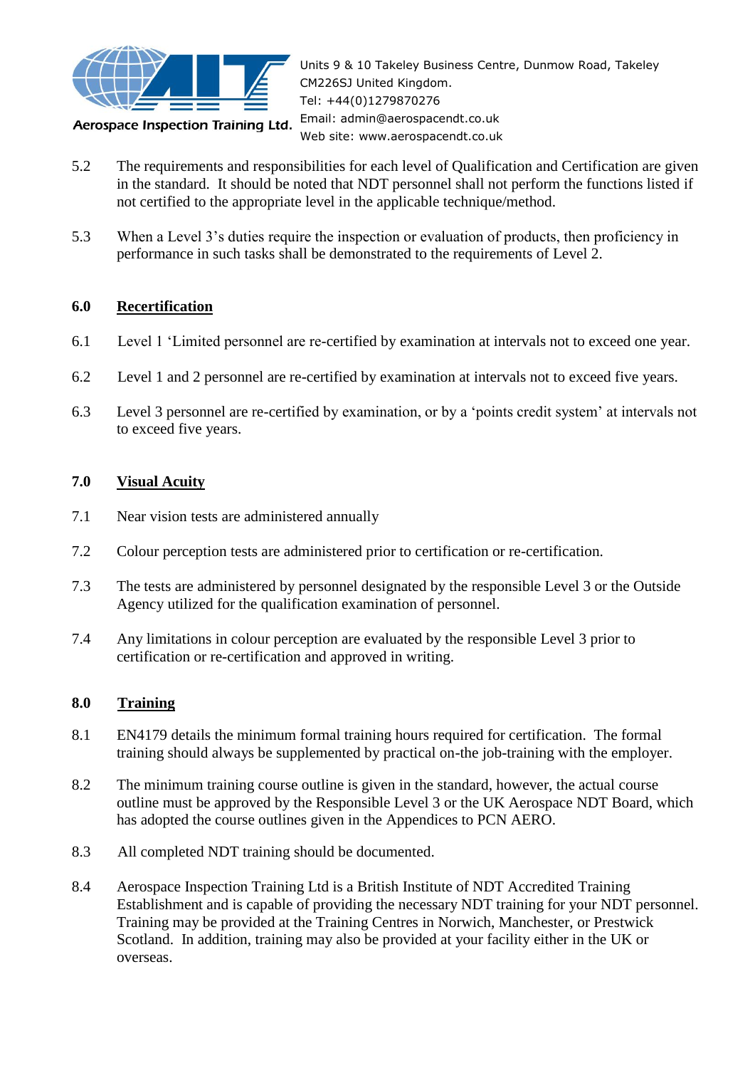5.2 The requirements and responsibilities for each level of Qualification and Certification are given in the standard. It should be noted that NDT personnel shall not perform the functions listed if not certified to the appropriate level in the applicable technique/method.

5.3 When a Level 3's duties require the inspection or evaluation of products, then proficiency in performance in such tasks shall be demonstrated to the requirements of Level 2.

## 6.0 Recertification

6.1 Level 1 'Limited personnel are re-certified by examination at intervals not to exceed one year.

6.2 Level 1 and 2 personnel are re-certified by examination at intervals not to exceed five years.

6.3 Level 3 personnel are re-certified by examination, or by a 'points credit system' at intervals not to exceed five years.

## 7.0 Visual Acuity

7.1 Near vision tests are administered annually

7.2 Colour perception tests are administered prior to certification or re-certification.

7.3 The tests are administered by personnel designated by the responsible Level 3 or the Outside Agency utilized for the qualification examination of personnel.

7.4 Any limitations in colour perception are evaluated by the responsible Level 3 prior to certification or re-certification and approved in writing.

## 8.0 Training

8.1 EN4179 details the minimum formal training hours required for certification. The formal training should always be supplemented by practical on-the job-training with the employer.

8.2 The minimum training course outline is given in the standard, however, the actual course outline must be approved by the Responsible Level 3 or the UK Aerospace NDT Board, which has adopted the course outlines given in the Appendices to PCN AERO.

8.3 All completed NDT training should be documented.

8.4 Aerospace Inspection Training Ltd is a British Institute of NDT Accredited Training Establishment and is capable of providing the necessary NDT training for your NDT personnel. Training may be provided at the Training Centres in Norwich, Manchester, or Prestwick Scotland. In addition, training may also be provided at your facility either in the UK or overseas.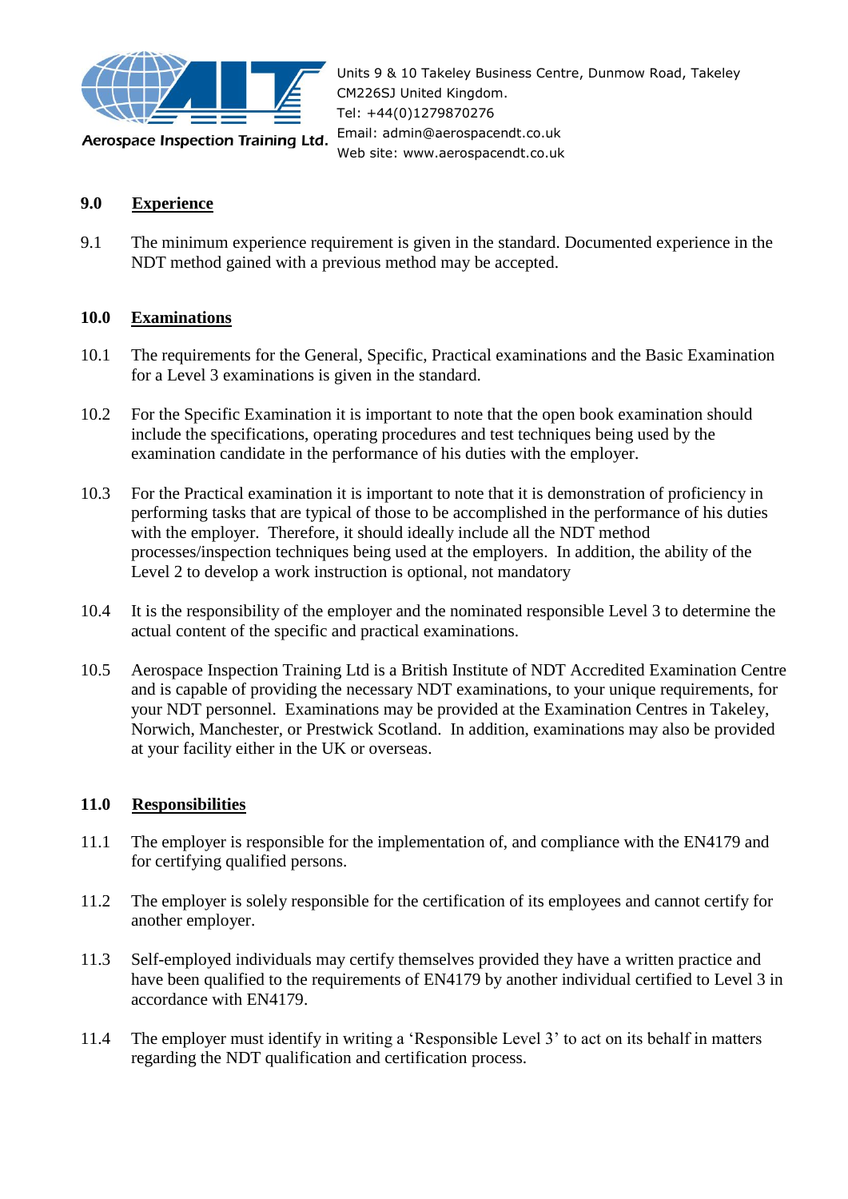## 9.0 Experience

9.1 The minimum experience requirement is given in the standard. Documented experience in the NDT method gained with a previous method may be accepted.

## 10.0 Examinations

10.1 The requirements for the General, Specific, Practical examinations and the Basic Examination for a Level 3 examinations is given in the standard.

10.2 For the Specific Examination it is important to note that the open book examination should include the specifications, operating procedures and test techniques being used by the examination candidate in the performance of his duties with the employer.

10.3 For the Practical examination it is important to note that it is demonstration of proficiency in performing tasks that are typical of those to be accomplished in the performance of his duties with the employer. Therefore, it should ideally include all the NDT method processes/inspection techniques being used at the employers. In addition, the ability of the Level 2 to develop a work instruction is optional, not mandatory

10.4 It is the responsibility of the employer and the nominated responsible Level 3 to determine the actual content of the specific and practical examinations.

10.5 Aerospace Inspection Training Ltd is a British Institute of NDT Accredited Examination Centre and is capable of providing the necessary NDT examinations, to your unique requirements, for your NDT personnel. Examinations may be provided at the Examination Centres in Takeley, Norwich, Manchester, or Prestwick Scotland. In addition, examinations may also be provided at your facility either in the UK or overseas.

## 11.0 Responsibilities

11.1 The employer is responsible for the implementation of, and compliance with the EN4179 and for certifying qualified persons.

11.2 The employer is solely responsible for the certification of its employees and cannot certify for another employer.

11.3 Self-employed individuals may certify themselves provided they have a written practice and have been qualified to the requirements of EN4179 by another individual certified to Level 3 in accordance with EN4179.

11.4 The employer must identify in writing a 'Responsible Level 3' to act on its behalf in matters regarding the NDT qualification and certification process.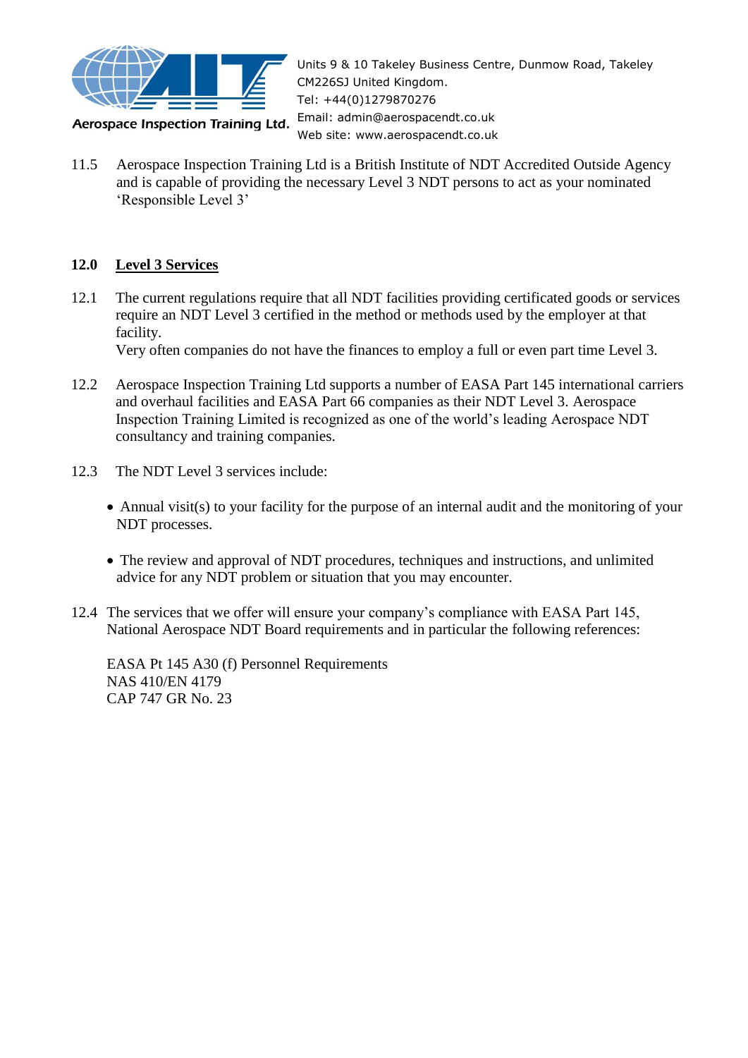11.5 Aerospace Inspection Training Ltd is a British Institute of NDT Accredited Outside Agency and is capable of providing the necessary Level 3 NDT persons to act as your nominated 'Responsible Level 3'

## 12.0 Level 3 Services

12.1 The current regulations require that all NDT facilities providing certificated goods or services require an NDT Level 3 certified in the method or methods used by the employer at that facility.
Very often companies do not have the finances to employ a full or even part time Level 3.

12.2 Aerospace Inspection Training Ltd supports a number of EASA Part 145 international carriers and overhaul facilities and EASA Part 66 companies as their NDT Level 3. Aerospace Inspection Training Limited is recognized as one of the world's leading Aerospace NDT consultancy and training companies.

12.3 The NDT Level 3 services include:

- Annual visit(s) to your facility for the purpose of an internal audit and the monitoring of your NDT processes.
- The review and approval of NDT procedures, techniques and instructions, and unlimited advice for any NDT problem or situation that you may encounter.

12.4 The services that we offer will ensure your company's compliance with EASA Part 145, National Aerospace NDT Board requirements and in particular the following references:

EASA Pt 145 A30 (f) Personnel Requirements
NAS 410/EN 4179
CAP 747 GR No. 23